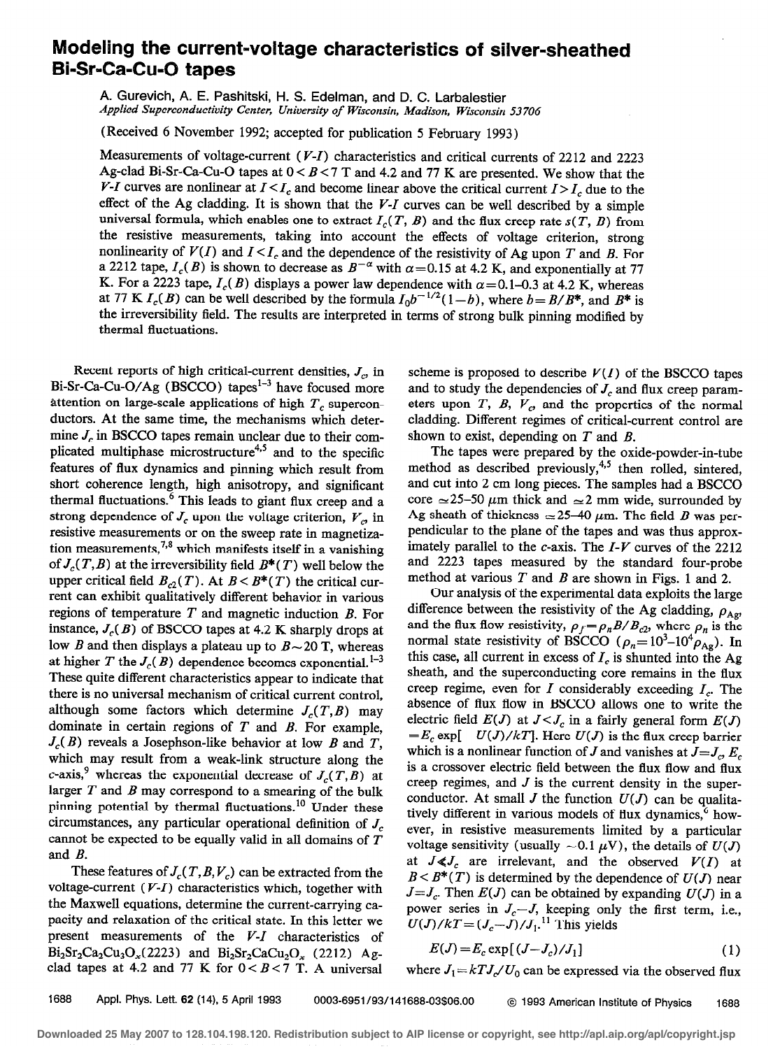# Modeling the current-voltage characteristics of silver-sheathed Bi-Sr-Ca-Cu-O tapes

A. Gurevich, A. E. Pashitski, H. S. Edelman, and D. C. Larbalestier

*Applied Superconductivity Center, University of Wisconsin, Madison, Wisconsin 53706*

(Received 6 November 1992; accepted for publication 5 February 1993)

Measurements of voltage-current ($V$-$I$) characteristics and critical currents of 2212 and 2223 Ag-clad Bi-Sr-Ca-Cu-O tapes at $0<B<7$ T and 4.2 and 77 K are presented. We show that the $V$-$I$ curves are nonlinear at $I<I_c$ and become linear above the critical current $I>I_c$ due to the effect of the Ag cladding. It is shown that the $V$-$I$ curves can be well described by a simple universal formula, which enables one to extract $I_c(T, B)$ and the flux creep rate $s(T, B)$ from the resistive measurements, taking into account the effects of voltage criterion, strong nonlinearity of $V(I)$ and $I<I_c$ and the dependence of the resistivity of Ag upon $T$ and $B$. For a 2212 tape, $I_c(B)$ is shown to decrease as $B^{-\alpha}$ with $\alpha=0.15$ at 4.2 K, and exponentially at 77 K. For a 2223 tape, $I_c(B)$ displays a power law dependence with $\alpha=0.1$–$0.3$ at 4.2 K, whereas at 77 K $I_c(B)$ can be well described by the formula $I_0 b^{-1/2}(1-b)$, where $b=B/B^*$, and $B^*$ is the irreversibility field. The results are interpreted in terms of strong bulk pinning modified by thermal fluctuations.

Recent reports of high critical-current densities, $J_c$, in Bi-Sr-Ca-Cu-O/Ag (BSCCO) tapes[1–3] have focused more attention on large-scale applications of high $T_c$ superconductors. At the same time, the mechanisms which determine $J_c$ in BSCCO tapes remain unclear due to their complicated multiphase microstructure[4,5] and to the specific features of flux dynamics and pinning which result from short coherence length, high anisotropy, and significant thermal fluctuations.[6] This leads to giant flux creep and a strong dependence of $J_c$ upon the voltage criterion, $V_c$, in resistive measurements or on the sweep rate in magnetization measurements,[7,8] which manifests itself in a vanishing of $J_c(T,B)$ at the irreversibility field $B^*(T)$ well below the upper critical field $B_{c2}(T)$. At $B<B^*(T)$ the critical current can exhibit qualitatively different behavior in various regions of temperature $T$ and magnetic induction $B$. For instance, $J_c(B)$ of BSCCO tapes at 4.2 K sharply drops at low $B$ and then displays a plateau up to $B\sim 20$ T, whereas at higher $T$ the $J_c(B)$ dependence becomes exponential.[1–3] These quite different characteristics appear to indicate that there is no universal mechanism of critical current control, although some factors which determine $J_c(T,B)$ may dominate in certain regions of $T$ and $B$. For example, $J_c(B)$ reveals a Josephson-like behavior at low $B$ and $T$, which may result from a weak-link structure along the $c$-axis,[9] whereas the exponential decrease of $J_c(T,B)$ at larger $T$ and $B$ may correspond to a smearing of the bulk pinning potential by thermal fluctuations.[10] Under these circumstances, any particular operational definition of $J_c$ cannot be expected to be equally valid in all domains of $T$ and $B$.

These features of $J_c(T,B,V_c)$ can be extracted from the voltage-current ($V$-$I$) characteristics which, together with the Maxwell equations, determine the current-carrying capacity and relaxation of the critical state. In this letter we present measurements of the $V$-$I$ characteristics of $Bi_2Sr_2Ca_2Cu_3O_x$(2223) and $Bi_2Sr_2CaCu_2O_x$ (2212) Ag-clad tapes at 4.2 and 77 K for $0<B<7$ T. A universal scheme is proposed to describe $V(I)$ of the BSCCO tapes and to study the dependencies of $J_c$ and flux creep parameters upon $T$, $B$, $V_c$, and the properties of the normal cladding. Different regimes of critical-current control are shown to exist, depending on $T$ and $B$.

The tapes were prepared by the oxide-powder-in-tube method as described previously,[4,5] then rolled, sintered, and cut into 2 cm long pieces. The samples had a BSCCO core $\simeq 25$–$50$ $\mu$m thick and $\simeq 2$ mm wide, surrounded by Ag sheath of thickness $\simeq 25$–$40$ $\mu$m. The field $B$ was perpendicular to the plane of the tapes and was thus approximately parallel to the $c$-axis. The $I$-$V$ curves of the 2212 and 2223 tapes measured by the standard four-probe method at various $T$ and $B$ are shown in Figs. 1 and 2.

Our analysis of the experimental data exploits the large difference between the resistivity of the Ag cladding, $\rho_{Ag}$, and the flux flow resistivity, $\rho_f=\rho_n B/B_{c2}$, where $\rho_n$ is the normal state resistivity of BSCCO ($\rho_n=10^3$–$10^4\rho_{Ag}$). In this case, all current in excess of $I_c$ is shunted into the Ag sheath, and the superconducting core remains in the flux creep regime, even for $I$ considerably exceeding $I_c$. The absence of flux flow in BSCCO allows one to write the electric field $E(J)$ at $J<J_c$ in a fairly general form $E(J)=E_c\exp[-U(J)/kT]$. Here $U(J)$ is the flux creep barrier which is a nonlinear function of $J$ and vanishes at $J=J_c$. $E_c$ is a crossover electric field between the flux flow and flux creep regimes, and $J$ is the current density in the superconductor. At small $J$ the function $U(J)$ can be qualitatively different in various models of flux dynamics,[6] however, in resistive measurements limited by a particular voltage sensitivity (usually $\sim 0.1$ $\mu$V), the details of $U(J)$ at $J\ll J_c$ are irrelevant, and the observed $V(I)$ at $B<B^*(T)$ is determined by the dependence of $U(J)$ near $J=J_c$. Then $E(J)$ can be obtained by expanding $U(J)$ in a power series in $J_c-J$, keeping only the first term, i.e., $U(J)/kT=(J_c-J)/J_1$.[11] This yields

$$E(J)=E_c\exp[(J-J_c)/J_1] \tag{1}$$

where $J_1=kTJ_c/U_0$ can be expressed via the observed flux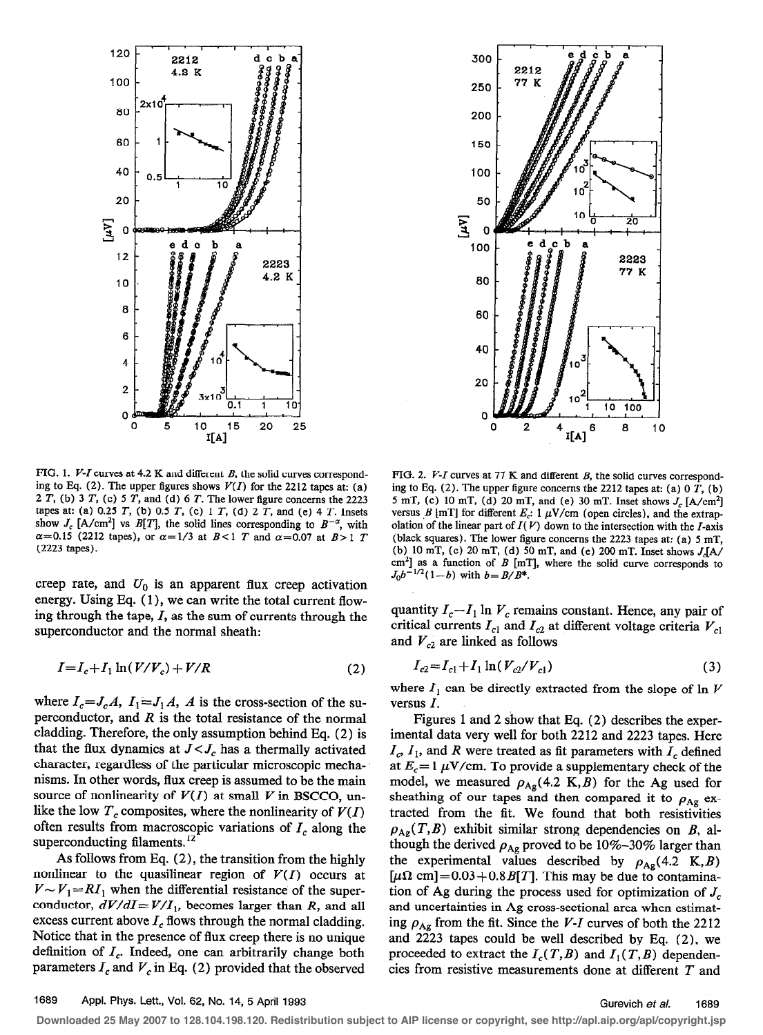FIG. 1. V-I curves at 4.2 K and different $B$, the solid curves corresponding to Eq. (2). The upper figures shows $V(I)$ for the 2212 tapes at: (a) 2 $T$, (b) 3 $T$, (c) 5 $T$, and (d) 6 $T$. The lower figure concerns the 2223 tapes at: (a) 0.25 $T$, (b) 0.5 $T$, (c) 1 $T$, (d) 2 $T$, and (e) 4 $T$. Insets show $J_c$ [A/cm$^2$] vs $B[T]$, the solid lines corresponding to $B^{-\alpha}$, with $\alpha=0.15$ (2212 tapes), or $\alpha=1/3$ at $B<1$ $T$ and $\alpha=0.07$ at $B>1$ $T$ (2223 tapes).

FIG. 2. V-I curves at 77 K and different $B$, the solid curves corresponding to Eq. (2). The upper figure concerns the 2212 tapes at: (a) 0 $T$, (b) 5 mT, (c) 10 mT, (d) 20 mT, and (e) 30 mT. Inset shows $J_c$ [A/cm$^2$] versus $B$ [mT] for different $E_c$: 1 $\mu$V/cm (open circles), and the extrapolation of the linear part of $I(V)$ down to the intersection with the $I$-axis (black squares). The lower figure concerns the 2223 tapes at: (a) 5 mT, (b) 10 mT, (c) 20 mT, (d) 50 mT, and (e) 200 mT. Inset shows $J_c$[A/cm$^2$] as a function of $B$ [mT], where the solid curve corresponds to $J_0 b^{-1/2}(1-b)$ with $b=B/B^*$.

creep rate, and $U_0$ is an apparent flux creep activation energy. Using Eq. (1), we can write the total current flowing through the tape, $I$, as the sum of currents through the superconductor and the normal sheath:

$$I = I_c + I_1 \ln(V/V_c) + V/R \tag{2}$$

where $I_c = J_c A$, $I_1 = J_1 A$, $A$ is the cross-section of the superconductor, and $R$ is the total resistance of the normal cladding. Therefore, the only assumption behind Eq. (2) is that the flux dynamics at $J<J_c$ has a thermally activated character, regardless of the particular microscopic mechanisms. In other words, flux creep is assumed to be the main source of nonlinearity of $V(I)$ at small $V$ in BSCCO, unlike the low $T_c$ composites, where the nonlinearity of $V(I)$ often results from macroscopic variations of $I_c$ along the superconducting filaments.[12]

As follows from Eq. (2), the transition from the highly nonlinear to the quasilinear region of $V(I)$ occurs at $V \sim V_1 = RI_1$ when the differential resistance of the superconductor, $dV/dI = V/I_1$, becomes larger than $R$, and all excess current above $I_c$ flows through the normal cladding. Notice that in the presence of flux creep there is no unique definition of $I_c$. Indeed, one can arbitrarily change both parameters $I_c$ and $V_c$ in Eq. (2) provided that the observed quantity $I_c - I_1 \ln V_c$ remains constant. Hence, any pair of critical currents $I_{c1}$ and $I_{c2}$ at different voltage criteria $V_{c1}$ and $V_{c2}$ are linked as follows

$$I_{c2} = I_{c1} + I_1 \ln(V_{c2}/V_{c1}) \tag{3}$$

where $I_1$ can be directly extracted from the slope of $\ln V$ versus $I$.

Figures 1 and 2 show that Eq. (2) describes the experimental data very well for both 2212 and 2223 tapes. Here $I_c$, $I_1$, and $R$ were treated as fit parameters with $I_c$ defined at $E_c = 1$ $\mu$V/cm. To provide a supplementary check of the model, we measured $\rho_{Ag}(4.2\text{ K},B)$ for the Ag used for sheathing of our tapes and then compared it to $\rho_{Ag}$ extracted from the fit. We found that both resistivities $\rho_{Ag}(T,B)$ exhibit similar strong dependencies on $B$, although the derived $\rho_{Ag}$ proved to be 10%–30% larger than the experimental values described by $\rho_{Ag}(4.2\text{ K},B)$ [$\mu\Omega$ cm]$=0.03+0.8B[T]$. This may be due to contamination of Ag during the process used for optimization of $J_c$ and uncertainties in Ag cross-sectional area when estimating $\rho_{Ag}$ from the fit. Since the V-I curves of both the 2212 and 2223 tapes could be well described by Eq. (2), we proceeded to extract the $I_c(T,B)$ and $I_1(T,B)$ dependencies from resistive measurements done at different $T$ and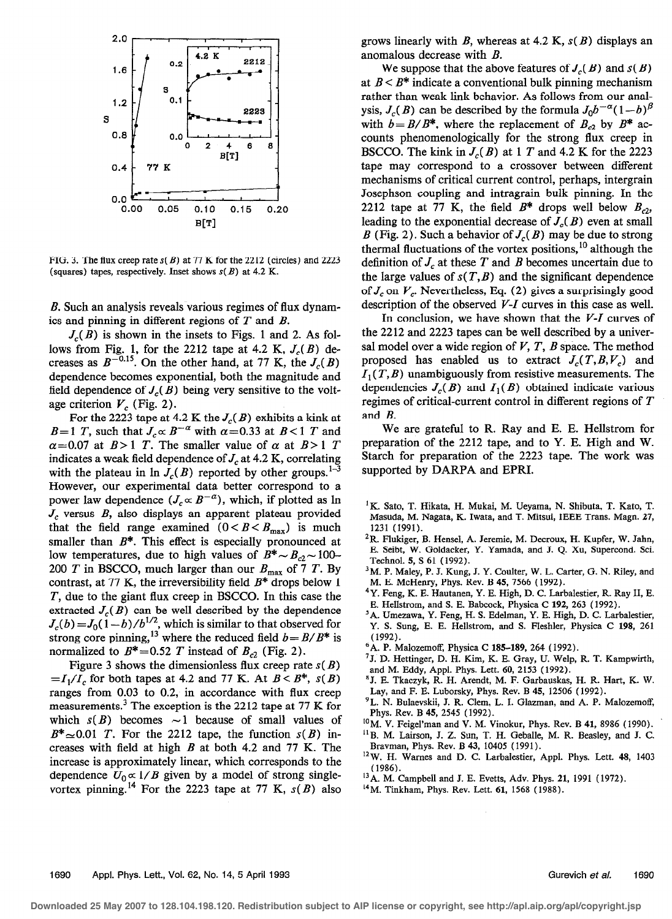2.0
1.6
1.2
S
0.8
0.4
0.0
0.00 0.05 0.10 0.15 0.20
B[T]
77 K
4.2 K
2212
2223
0.2
0.1
0.0
S
0 2 4 6 8
B[T]

FIG. 3. The flux creep rate $s(B)$ at 77 K for the 2212 (circles) and 2223 (squares) tapes, respectively. Inset shows $s(B)$ at 4.2 K.

$B$. Such an analysis reveals various regimes of flux dynamics and pinning in different regions of $T$ and $B$.

$J_c(B)$ is shown in the insets to Figs. 1 and 2. As follows from Fig. 1, for the 2212 tape at 4.2 K, $J_c(B)$ decreases as $B^{-0.15}$. On the other hand, at 77 K, the $J_c(B)$ dependence becomes exponential, both the magnitude and field dependence of $J_c(B)$ being very sensitive to the voltage criterion $V_c$ (Fig. 2).

For the 2223 tape at 4.2 K the $J_c(B)$ exhibits a kink at $B=1$ $T$, such that $J_c \propto B^{-\alpha}$ with $\alpha=0.33$ at $B<1$ $T$ and $\alpha=0.07$ at $B>1$ $T$. The smaller value of $\alpha$ at $B>1$ $T$ indicates a weak field dependence of $J_c$ at 4.2 K, correlating with the plateau in $\ln J_c(B)$ reported by other groups.[1–3] However, our experimental data better correspond to a power law dependence ($J_c \propto B^{-\alpha}$), which, if plotted as $\ln J_c$ versus $B$, also displays an apparent plateau provided that the field range examined ($0<B<B_{\max}$) is much smaller than $B^*$. This effect is especially pronounced at low temperatures, due to high values of $B^* \sim B_{c2} \sim 100$–$200$ $T$ in BSCCO, much larger than our $B_{\max}$ of 7 $T$. By contrast, at 77 K, the irreversibility field $B^*$ drops below 1 $T$, due to the giant flux creep in BSCCO. In this case the extracted $J_c(B)$ can be well described by the dependence $J_c(b)=J_0(1-b)/b^{1/2}$, which is similar to that observed for strong core pinning,[13] where the reduced field $b=B/B^*$ is normalized to $B^*=0.52$ $T$ instead of $B_{c2}$ (Fig. 2).

Figure 3 shows the dimensionless flux creep rate $s(B) = I_1/I_c$ for both tapes at 4.2 and 77 K. At $B<B^*$, $s(B)$ ranges from 0.03 to 0.2, in accordance with flux creep measurements.[3] The exception is the 2212 tape at 77 K for which $s(B)$ becomes $\sim 1$ because of small values of $B^* \simeq 0.01$ $T$. For the 2212 tape, the function $s(B)$ increases with field at high $B$ at both 4.2 and 77 K. The increase is approximately linear, which corresponds to the dependence $U_0 \propto 1/B$ given by a model of strong single-vortex pinning.[14] For the 2223 tape at 77 K, $s(B)$ also grows linearly with $B$, whereas at 4.2 K, $s(B)$ displays an anomalous decrease with $B$.

We suppose that the above features of $J_c(B)$ and $s(B)$ at $B<B^*$ indicate a conventional bulk pinning mechanism rather than weak link behavior. As follows from our analysis, $J_c(B)$ can be described by the formula $J_0 b^{-\alpha}(1-b)^{\beta}$ with $b=B/B^*$, where the replacement of $B_{c2}$ by $B^*$ accounts phenomenologically for the strong flux creep in BSCCO. The kink in $J_c(B)$ at 1 $T$ and 4.2 K for the 2223 tape may correspond to a crossover between different mechanisms of critical current control, perhaps, intergrain Josephson coupling and intragrain bulk pinning. In the 2212 tape at 77 K, the field $B^*$ drops well below $B_{c2}$, leading to the exponential decrease of $J_c(B)$ even at small $B$ (Fig. 2). Such a behavior of $J_c(B)$ may be due to strong thermal fluctuations of the vortex positions,[10] although the definition of $J_c$ at these $T$ and $B$ becomes uncertain due to the large values of $s(T,B)$ and the significant dependence of $J_c$ on $V_c$. Nevertheless, Eq. (2) gives a surprisingly good description of the observed $V$-$I$ curves in this case as well.

In conclusion, we have shown that the $V$-$I$ curves of the 2212 and 2223 tapes can be well described by a universal model over a wide region of $V$, $T$, $B$ space. The method proposed has enabled us to extract $J_c(T,B,V_c)$ and $I_1(T,B)$ unambiguously from resistive measurements. The dependencies $J_c(B)$ and $I_1(B)$ obtained indicate various regimes of critical-current control in different regions of $T$ and $B$.

We are grateful to R. Ray and E. E. Hellstrom for preparation of the 2212 tape, and to Y. E. High and W. Starch for preparation of the 2223 tape. The work was supported by DARPA and EPRI.

[1] K. Sato, T. Hikata, H. Mukai, M. Ueyama, N. Shibuta, T. Kato, T. Masuda, M. Nagata, K. Iwata, and T. Mitsui, IEEE Trans. Magn. 27, 1231 (1991).

[2] R. Flukiger, B. Hensel, A. Jeremie, M. Decroux, H. Kupfer, W. Jahn, E. Seibt, W. Goldacker, Y. Yamada, and J. Q. Xu, Supercond. Sci. Technol. 5, S 61 (1992).

[3] M. P. Maley, P. J. Kung, J. Y. Coulter, W. L. Carter, G. N. Riley, and M. E. McHenry, Phys. Rev. B 45, 7566 (1992).

[4] Y. Feng, K. E. Hautanen, Y. E. High, D. C. Larbalestier, R. Ray II, E. E. Hellstrom, and S. E. Babcock, Physica C 192, 263 (1992).

[5] A. Umezawa, Y. Feng, H. S. Edelman, Y. E. High, D. C. Larbalestier, Y. S. Sung, E. E. Hellstrom, and S. Fleshler, Physica C 198, 261 (1992).

[6] A. P. Malozemoff, Physica C 185–189, 264 (1992).

[7] J. D. Hettinger, D. H. Kim, K. E. Gray, U. Welp, R. T. Kampwirth, and M. Eddy, Appl. Phys. Lett. 60, 2153 (1992).

[8] J. E. Tkaczyk, R. H. Arendt, M. F. Garbauskas, H. R. Hart, K. W. Lay, and F. E. Luborsky, Phys. Rev. B 45, 12506 (1992).

[9] L. N. Bulaevskii, J. R. Clem, L. I. Glazman, and A. P. Malozemoff, Phys. Rev. B 45, 2545 (1992).

[10] M. V. Feigel'man and V. M. Vinokur, Phys. Rev. B 41, 8986 (1990).

[11] B. M. Lairson, J. Z. Sun, T. H. Geballe, M. R. Beasley, and J. C. Bravman, Phys. Rev. B 43, 10405 (1991).

[12] W. H. Warnes and D. C. Larbalestier, Appl. Phys. Lett. 48, 1403 (1986).

[13] A. M. Campbell and J. E. Evetts, Adv. Phys. 21, 1991 (1972).

[14] M. Tinkham, Phys. Rev. Lett. 61, 1568 (1988).